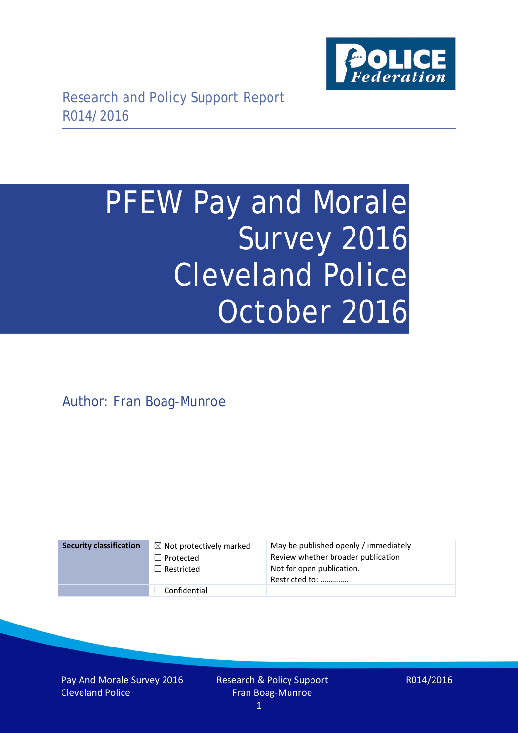Research and Policy Support Report
R014/2016

# PFEW Pay and Morale Survey 2016 Cleveland Police October 2016

Author: Fran Boag-Munroe

| Security classification | ☒ Not protectively marked | May be published openly / immediately |
|---|---|---|
| | ☐ Protected | Review whether broader publication |
| | ☐ Restricted | Not for open publication. Restricted to: ………….. |
| | ☐ Confidential | |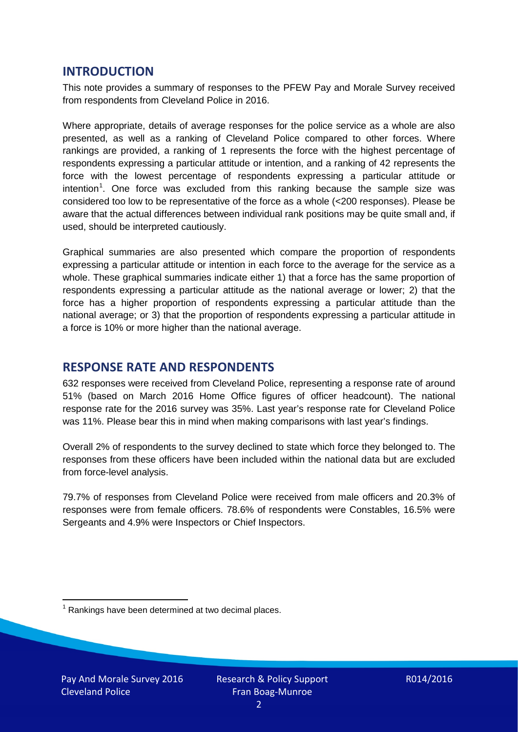## INTRODUCTION

This note provides a summary of responses to the PFEW Pay and Morale Survey received from respondents from Cleveland Police in 2016.

Where appropriate, details of average responses for the police service as a whole are also presented, as well as a ranking of Cleveland Police compared to other forces. Where rankings are provided, a ranking of 1 represents the force with the highest percentage of respondents expressing a particular attitude or intention, and a ranking of 42 represents the force with the lowest percentage of respondents expressing a particular attitude or intention[1]. One force was excluded from this ranking because the sample size was considered too low to be representative of the force as a whole (<200 responses). Please be aware that the actual differences between individual rank positions may be quite small and, if used, should be interpreted cautiously.

Graphical summaries are also presented which compare the proportion of respondents expressing a particular attitude or intention in each force to the average for the service as a whole. These graphical summaries indicate either 1) that a force has the same proportion of respondents expressing a particular attitude as the national average or lower; 2) that the force has a higher proportion of respondents expressing a particular attitude than the national average; or 3) that the proportion of respondents expressing a particular attitude in a force is 10% or more higher than the national average.

## RESPONSE RATE AND RESPONDENTS

632 responses were received from Cleveland Police, representing a response rate of around 51% (based on March 2016 Home Office figures of officer headcount). The national response rate for the 2016 survey was 35%. Last year's response rate for Cleveland Police was 11%. Please bear this in mind when making comparisons with last year's findings.

Overall 2% of respondents to the survey declined to state which force they belonged to. The responses from these officers have been included within the national data but are excluded from force-level analysis.

79.7% of responses from Cleveland Police were received from male officers and 20.3% of responses were from female officers. 78.6% of respondents were Constables, 16.5% were Sergeants and 4.9% were Inspectors or Chief Inspectors.

[1] Rankings have been determined at two decimal places.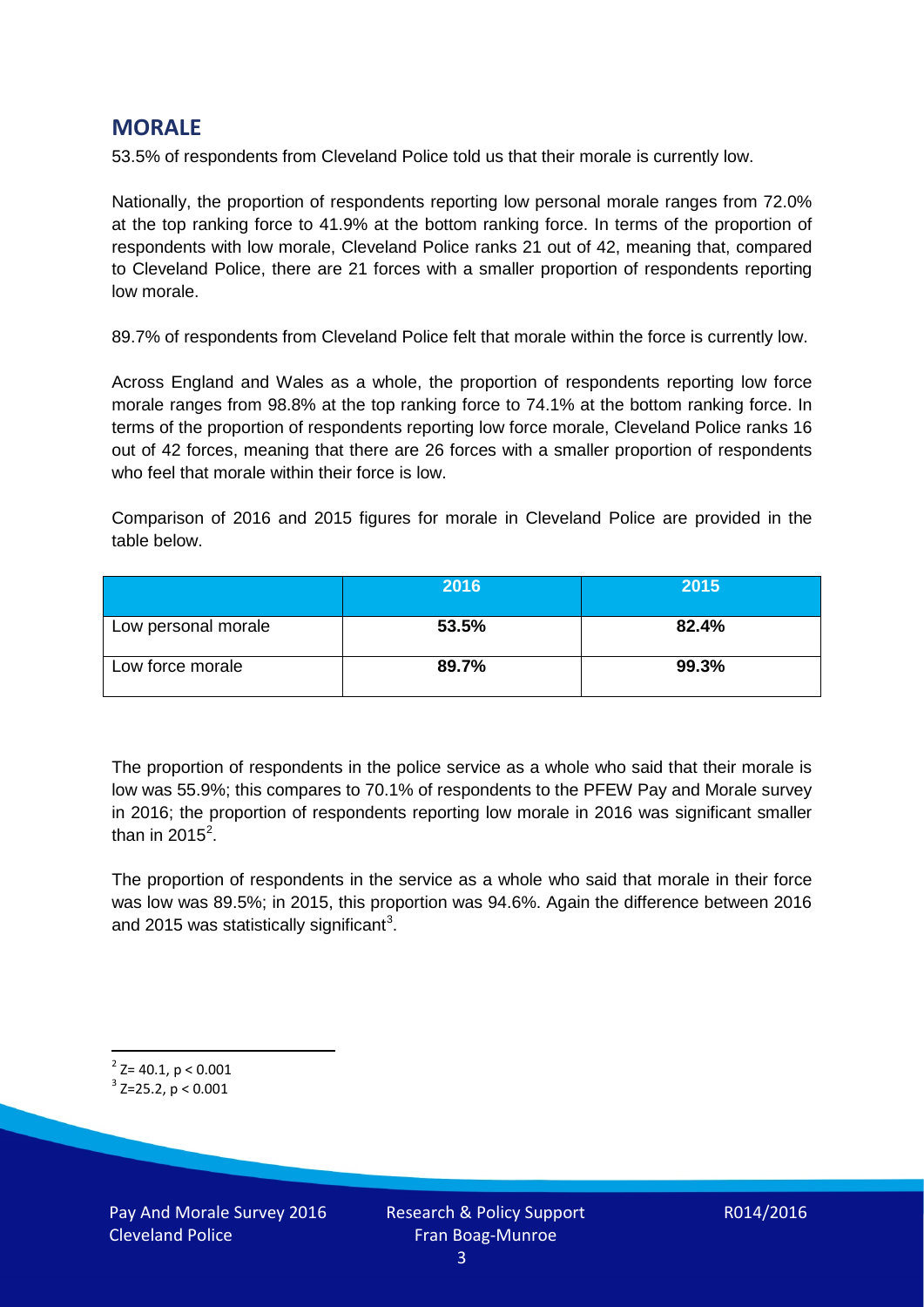## MORALE

53.5% of respondents from Cleveland Police told us that their morale is currently low.

Nationally, the proportion of respondents reporting low personal morale ranges from 72.0% at the top ranking force to 41.9% at the bottom ranking force. In terms of the proportion of respondents with low morale, Cleveland Police ranks 21 out of 42, meaning that, compared to Cleveland Police, there are 21 forces with a smaller proportion of respondents reporting low morale.

89.7% of respondents from Cleveland Police felt that morale within the force is currently low.

Across England and Wales as a whole, the proportion of respondents reporting low force morale ranges from 98.8% at the top ranking force to 74.1% at the bottom ranking force. In terms of the proportion of respondents reporting low force morale, Cleveland Police ranks 16 out of 42 forces, meaning that there are 26 forces with a smaller proportion of respondents who feel that morale within their force is low.

Comparison of 2016 and 2015 figures for morale in Cleveland Police are provided in the table below.

| | 2016 | 2015 |
|---|---|---|
| Low personal morale | **53.5%** | **82.4%** |
| Low force morale | **89.7%** | **99.3%** |

The proportion of respondents in the police service as a whole who said that their morale is low was 55.9%; this compares to 70.1% of respondents to the PFEW Pay and Morale survey in 2016; the proportion of respondents reporting low morale in 2016 was significant smaller than in 2015[2].

The proportion of respondents in the service as a whole who said that morale in their force was low was 89.5%; in 2015, this proportion was 94.6%. Again the difference between 2016 and 2015 was statistically significant[3].

---

[2] $Z= 40.1$, $p < 0.001$

[3] $Z=25.2$, $p < 0.001$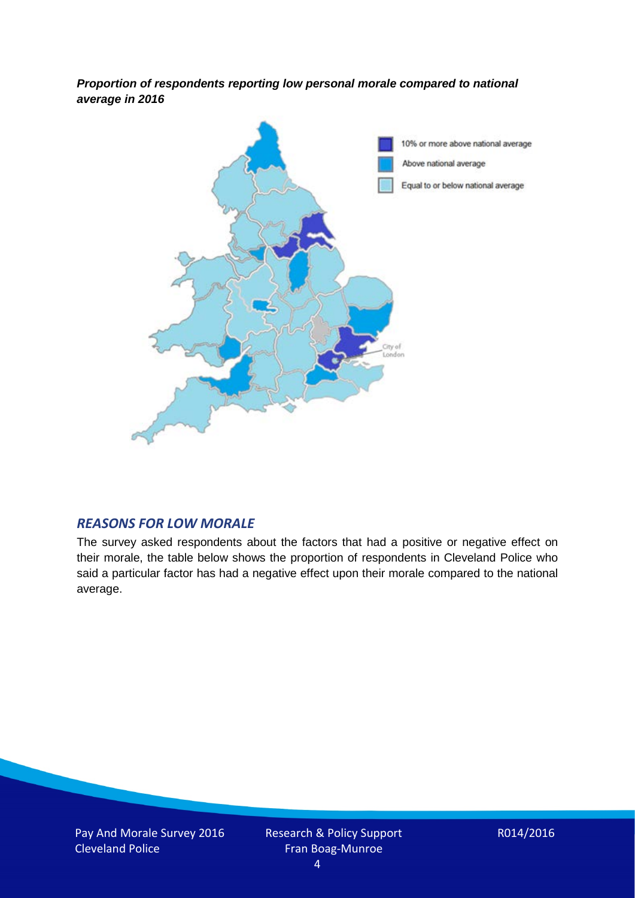***Proportion of respondents reporting low personal morale compared to national average in 2016***

10% or more above national average

Above national average

Equal to or below national average

City of London

## *REASONS FOR LOW MORALE*

The survey asked respondents about the factors that had a positive or negative effect on their morale, the table below shows the proportion of respondents in Cleveland Police who said a particular factor has had a negative effect upon their morale compared to the national average.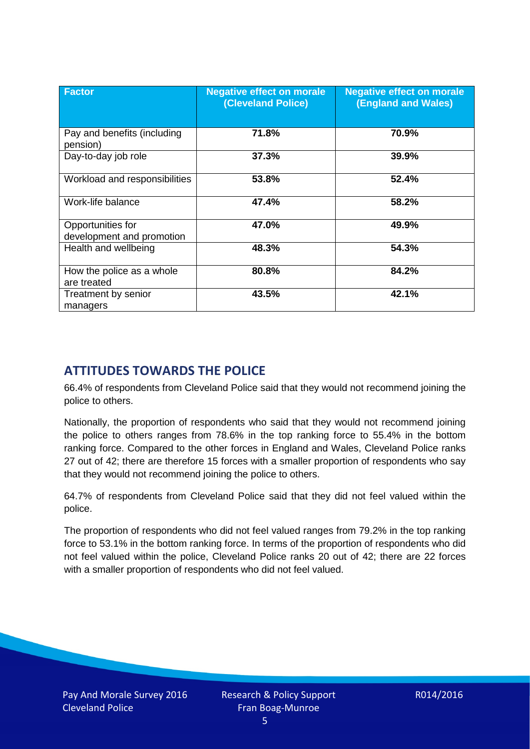| Factor | Negative effect on morale (Cleveland Police) | Negative effect on morale (England and Wales) |
|---|---|---|
| Pay and benefits (including pension) | **71.8%** | **70.9%** |
| Day-to-day job role | **37.3%** | **39.9%** |
| Workload and responsibilities | **53.8%** | **52.4%** |
| Work-life balance | **47.4%** | **58.2%** |
| Opportunities for development and promotion | **47.0%** | **49.9%** |
| Health and wellbeing | **48.3%** | **54.3%** |
| How the police as a whole are treated | **80.8%** | **84.2%** |
| Treatment by senior managers | **43.5%** | **42.1%** |

## ATTITUDES TOWARDS THE POLICE

66.4% of respondents from Cleveland Police said that they would not recommend joining the police to others.

Nationally, the proportion of respondents who said that they would not recommend joining the police to others ranges from 78.6% in the top ranking force to 55.4% in the bottom ranking force. Compared to the other forces in England and Wales, Cleveland Police ranks 27 out of 42; there are therefore 15 forces with a smaller proportion of respondents who say that they would not recommend joining the police to others.

64.7% of respondents from Cleveland Police said that they did not feel valued within the police.

The proportion of respondents who did not feel valued ranges from 79.2% in the top ranking force to 53.1% in the bottom ranking force. In terms of the proportion of respondents who did not feel valued within the police, Cleveland Police ranks 20 out of 42; there are 22 forces with a smaller proportion of respondents who did not feel valued.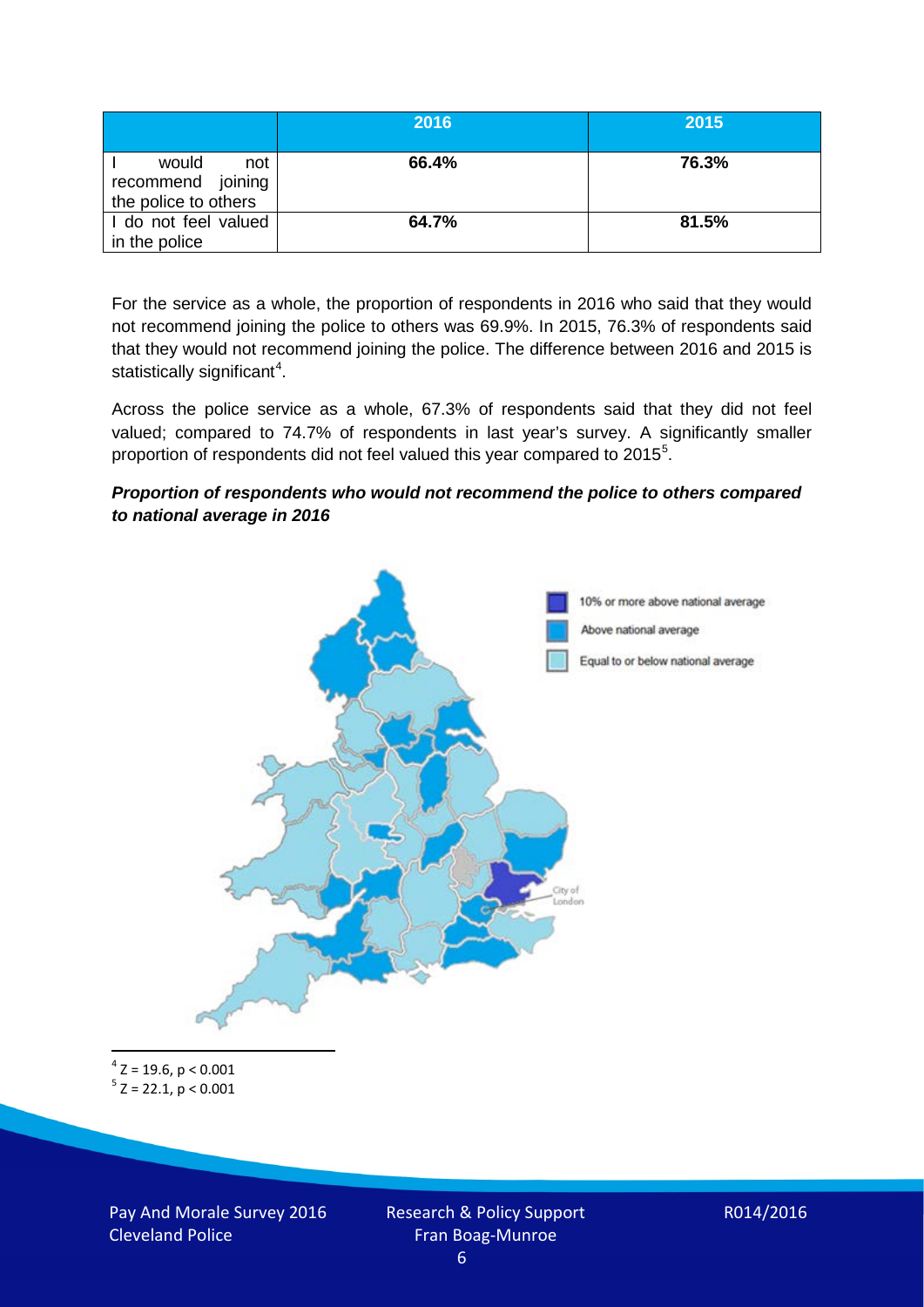|  | 2016 | 2015 |
|---|---|---|
| I would not recommend joining the police to others | 66.4% | 76.3% |
| I do not feel valued in the police | 64.7% | 81.5% |

For the service as a whole, the proportion of respondents in 2016 who said that they would not recommend joining the police to others was 69.9%. In 2015, 76.3% of respondents said that they would not recommend joining the police. The difference between 2016 and 2015 is statistically significant[4].

Across the police service as a whole, 67.3% of respondents said that they did not feel valued; compared to 74.7% of respondents in last year's survey. A significantly smaller proportion of respondents did not feel valued this year compared to 2015[5].

***Proportion of respondents who would not recommend the police to others compared to national average in 2016***

10% or more above national average

Above national average

Equal to or below national average

City of London

[4] $Z = 19.6$, $p < 0.001$

[5] $Z = 22.1$, $p < 0.001$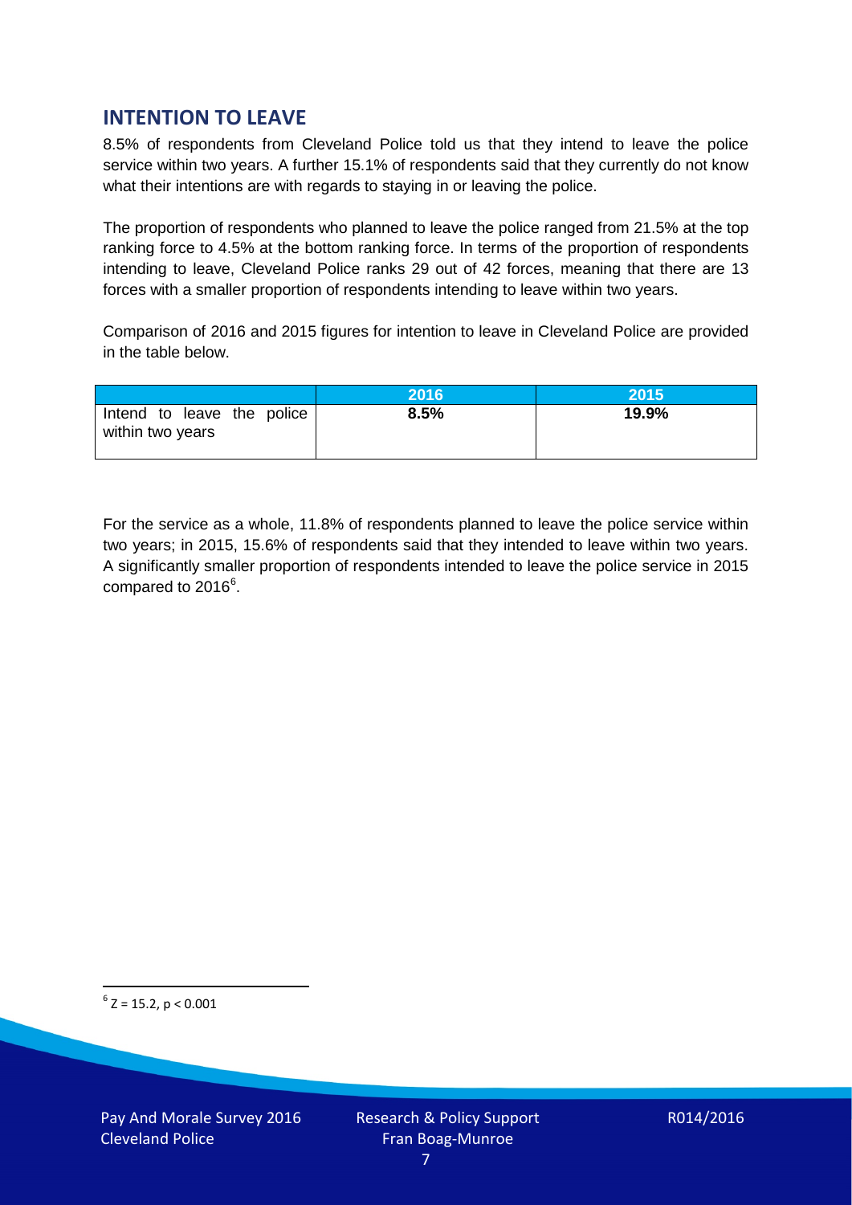## INTENTION TO LEAVE

8.5% of respondents from Cleveland Police told us that they intend to leave the police service within two years. A further 15.1% of respondents said that they currently do not know what their intentions are with regards to staying in or leaving the police.

The proportion of respondents who planned to leave the police ranged from 21.5% at the top ranking force to 4.5% at the bottom ranking force. In terms of the proportion of respondents intending to leave, Cleveland Police ranks 29 out of 42 forces, meaning that there are 13 forces with a smaller proportion of respondents intending to leave within two years.

Comparison of 2016 and 2015 figures for intention to leave in Cleveland Police are provided in the table below.

| | 2016 | 2015 |
|---|---|---|
| Intend to leave the police within two years | **8.5%** | **19.9%** |

For the service as a whole, 11.8% of respondents planned to leave the police service within two years; in 2015, 15.6% of respondents said that they intended to leave within two years. A significantly smaller proportion of respondents intended to leave the police service in 2015 compared to 2016[6].

[6] $Z = 15.2$, $p < 0.001$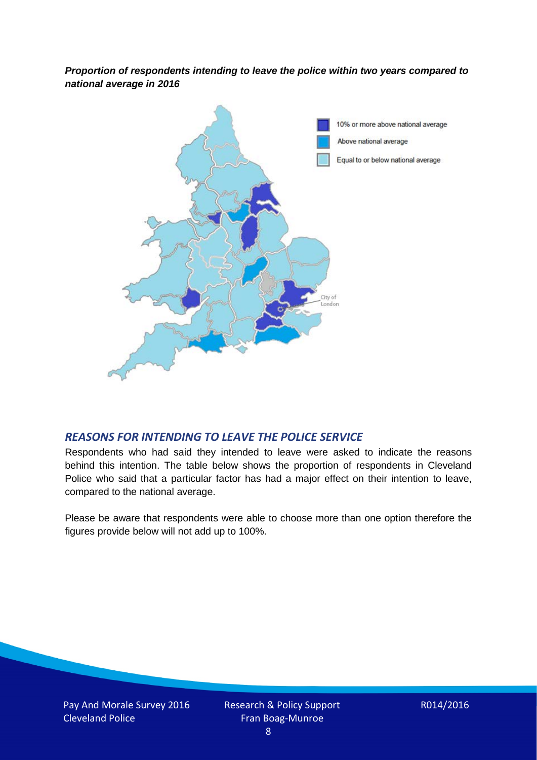***Proportion of respondents intending to leave the police within two years compared to national average in 2016***

10% or more above national average

Above national average

Equal to or below national average

City of London

## *REASONS FOR INTENDING TO LEAVE THE POLICE SERVICE*

Respondents who had said they intended to leave were asked to indicate the reasons behind this intention. The table below shows the proportion of respondents in Cleveland Police who said that a particular factor has had a major effect on their intention to leave, compared to the national average.

Please be aware that respondents were able to choose more than one option therefore the figures provide below will not add up to 100%.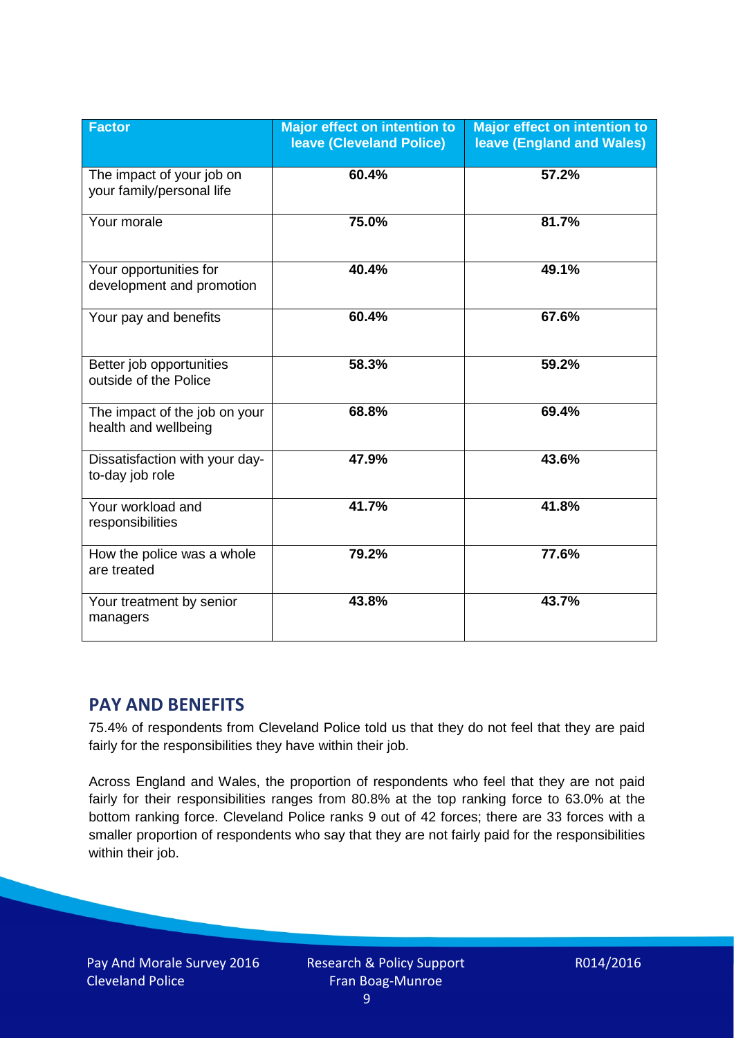| Factor | Major effect on intention to leave (Cleveland Police) | Major effect on intention to leave (England and Wales) |
|---|---|---|
| The impact of your job on your family/personal life | 60.4% | 57.2% |
| Your morale | 75.0% | 81.7% |
| Your opportunities for development and promotion | 40.4% | 49.1% |
| Your pay and benefits | 60.4% | 67.6% |
| Better job opportunities outside of the Police | 58.3% | 59.2% |
| The impact of the job on your health and wellbeing | 68.8% | 69.4% |
| Dissatisfaction with your day-to-day job role | 47.9% | 43.6% |
| Your workload and responsibilities | 41.7% | 41.8% |
| How the police was a whole are treated | 79.2% | 77.6% |
| Your treatment by senior managers | 43.8% | 43.7% |

## PAY AND BENEFITS

75.4% of respondents from Cleveland Police told us that they do not feel that they are paid fairly for the responsibilities they have within their job.

Across England and Wales, the proportion of respondents who feel that they are not paid fairly for their responsibilities ranges from 80.8% at the top ranking force to 63.0% at the bottom ranking force. Cleveland Police ranks 9 out of 42 forces; there are 33 forces with a smaller proportion of respondents who say that they are not fairly paid for the responsibilities within their job.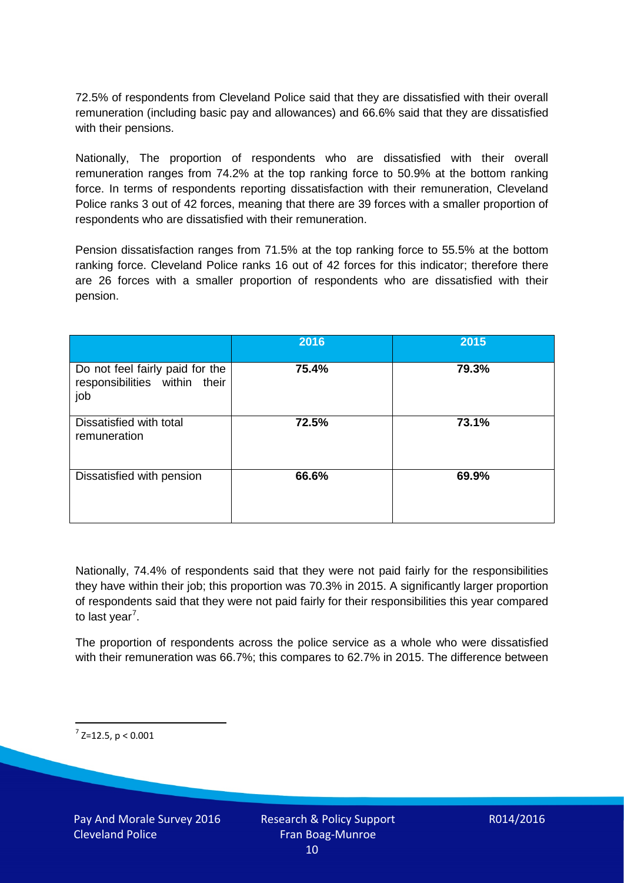72.5% of respondents from Cleveland Police said that they are dissatisfied with their overall remuneration (including basic pay and allowances) and 66.6% said that they are dissatisfied with their pensions.

Nationally, The proportion of respondents who are dissatisfied with their overall remuneration ranges from 74.2% at the top ranking force to 50.9% at the bottom ranking force. In terms of respondents reporting dissatisfaction with their remuneration, Cleveland Police ranks 3 out of 42 forces, meaning that there are 39 forces with a smaller proportion of respondents who are dissatisfied with their remuneration.

Pension dissatisfaction ranges from 71.5% at the top ranking force to 55.5% at the bottom ranking force. Cleveland Police ranks 16 out of 42 forces for this indicator; therefore there are 26 forces with a smaller proportion of respondents who are dissatisfied with their pension.

| | 2016 | 2015 |
|---|---|---|
| Do not feel fairly paid for the responsibilities within their job | **75.4%** | **79.3%** |
| Dissatisfied with total remuneration | **72.5%** | **73.1%** |
| Dissatisfied with pension | **66.6%** | **69.9%** |

Nationally, 74.4% of respondents said that they were not paid fairly for the responsibilities they have within their job; this proportion was 70.3% in 2015. A significantly larger proportion of respondents said that they were not paid fairly for their responsibilities this year compared to last year[7].

The proportion of respondents across the police service as a whole who were dissatisfied with their remuneration was 66.7%; this compares to 62.7% in 2015. The difference between

[7] $Z=12.5$, $p < 0.001$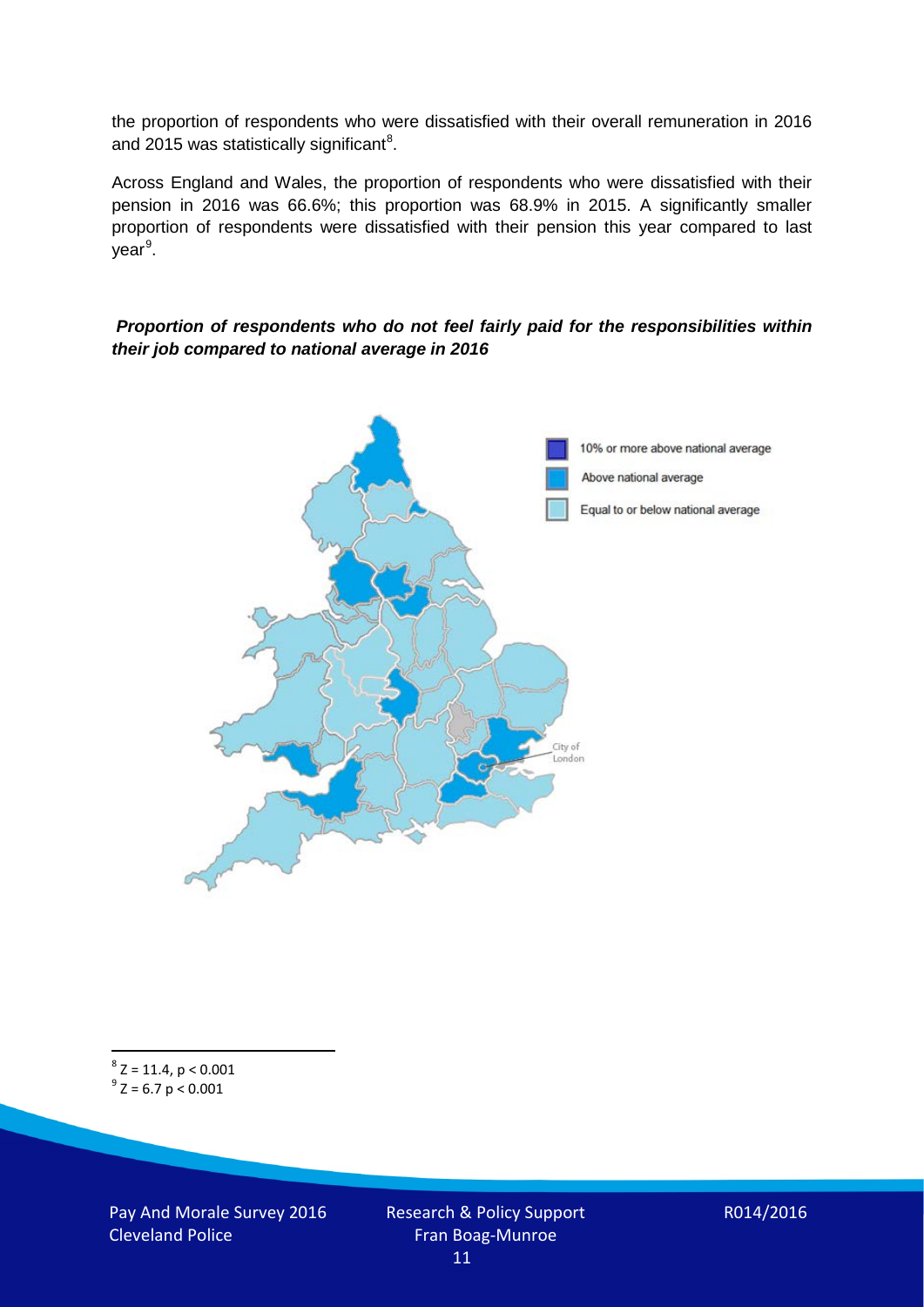the proportion of respondents who were dissatisfied with their overall remuneration in 2016 and 2015 was statistically significant[8].

Across England and Wales, the proportion of respondents who were dissatisfied with their pension in 2016 was 66.6%; this proportion was 68.9% in 2015. A significantly smaller proportion of respondents were dissatisfied with their pension this year compared to last year[9].

***Proportion of respondents who do not feel fairly paid for the responsibilities within their job compared to national average in 2016***

[8] $Z = 11.4$, $p < 0.001$

[9] $Z = 6.7$ $p < 0.001$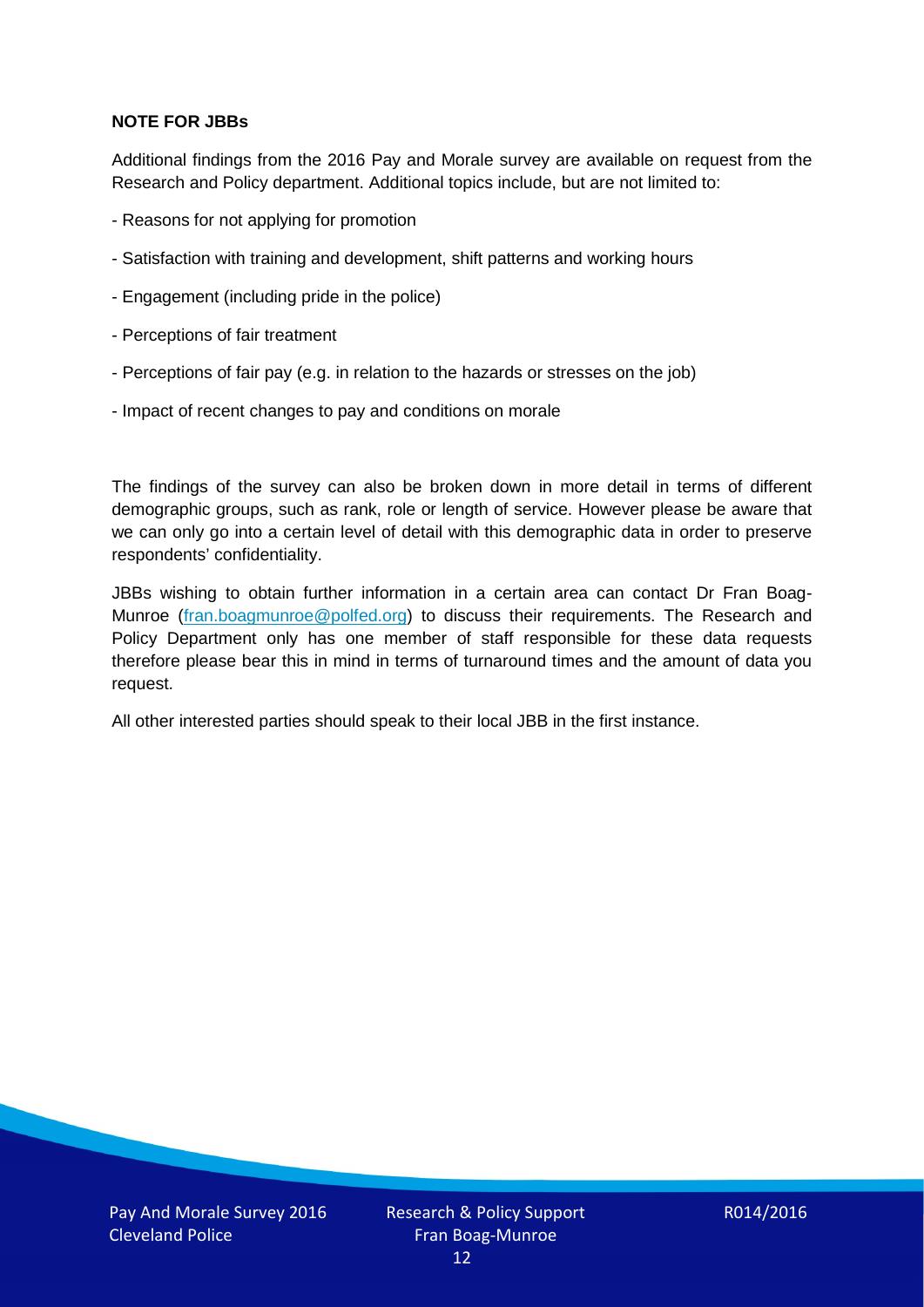**NOTE FOR JBBs**

Additional findings from the 2016 Pay and Morale survey are available on request from the Research and Policy department. Additional topics include, but are not limited to:

- Reasons for not applying for promotion
- Satisfaction with training and development, shift patterns and working hours
- Engagement (including pride in the police)
- Perceptions of fair treatment
- Perceptions of fair pay (e.g. in relation to the hazards or stresses on the job)
- Impact of recent changes to pay and conditions on morale

The findings of the survey can also be broken down in more detail in terms of different demographic groups, such as rank, role or length of service. However please be aware that we can only go into a certain level of detail with this demographic data in order to preserve respondents' confidentiality.

JBBs wishing to obtain further information in a certain area can contact Dr Fran Boag-Munroe (fran.boagmunroe@polfed.org) to discuss their requirements. The Research and Policy Department only has one member of staff responsible for these data requests therefore please bear this in mind in terms of turnaround times and the amount of data you request.

All other interested parties should speak to their local JBB in the first instance.